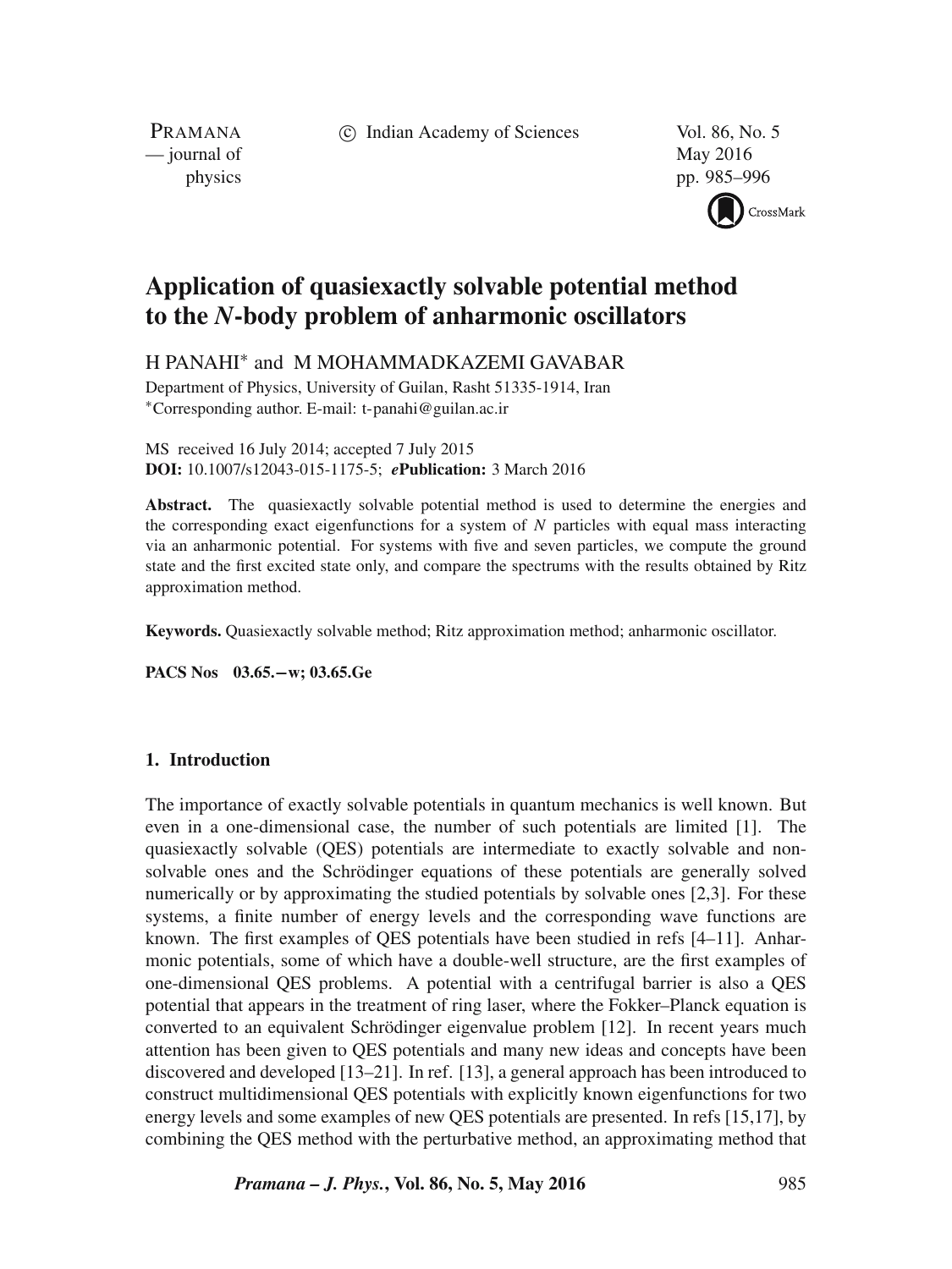# Application of quasiexactly solvable potential method to the $N$-body problem of anharmonic oscillators

H PANAHI* and M MOHAMMADKAZEMI GAVABAR

Department of Physics, University of Guilan, Rasht 51335-1914, Iran
*Corresponding author. E-mail: t-panahi@guilan.ac.ir

MS received 16 July 2014; accepted 7 July 2015
**DOI:** 10.1007/s12043-015-1175-5; ***e*Publication:** 3 March 2016

**Abstract.** The quasiexactly solvable potential method is used to determine the energies and the corresponding exact eigenfunctions for a system of $N$ particles with equal mass interacting via an anharmonic potential. For systems with five and seven particles, we compute the ground state and the first excited state only, and compare the spectrums with the results obtained by Ritz approximation method.

**Keywords.** Quasiexactly solvable method; Ritz approximation method; anharmonic oscillator.

**PACS Nos** 03.65.−w; 03.65.Ge

## 1. Introduction

The importance of exactly solvable potentials in quantum mechanics is well known. But even in a one-dimensional case, the number of such potentials are limited [1]. The quasiexactly solvable (QES) potentials are intermediate to exactly solvable and non-solvable ones and the Schrödinger equations of these potentials are generally solved numerically or by approximating the studied potentials by solvable ones [2,3]. For these systems, a finite number of energy levels and the corresponding wave functions are known. The first examples of QES potentials have been studied in refs [4–11]. Anharmonic potentials, some of which have a double-well structure, are the first examples of one-dimensional QES problems. A potential with a centrifugal barrier is also a QES potential that appears in the treatment of ring laser, where the Fokker–Planck equation is converted to an equivalent Schrödinger eigenvalue problem [12]. In recent years much attention has been given to QES potentials and many new ideas and concepts have been discovered and developed [13–21]. In ref. [13], a general approach has been introduced to construct multidimensional QES potentials with explicitly known eigenfunctions for two energy levels and some examples of new QES potentials are presented. In refs [15,17], by combining the QES method with the perturbative method, an approximating method that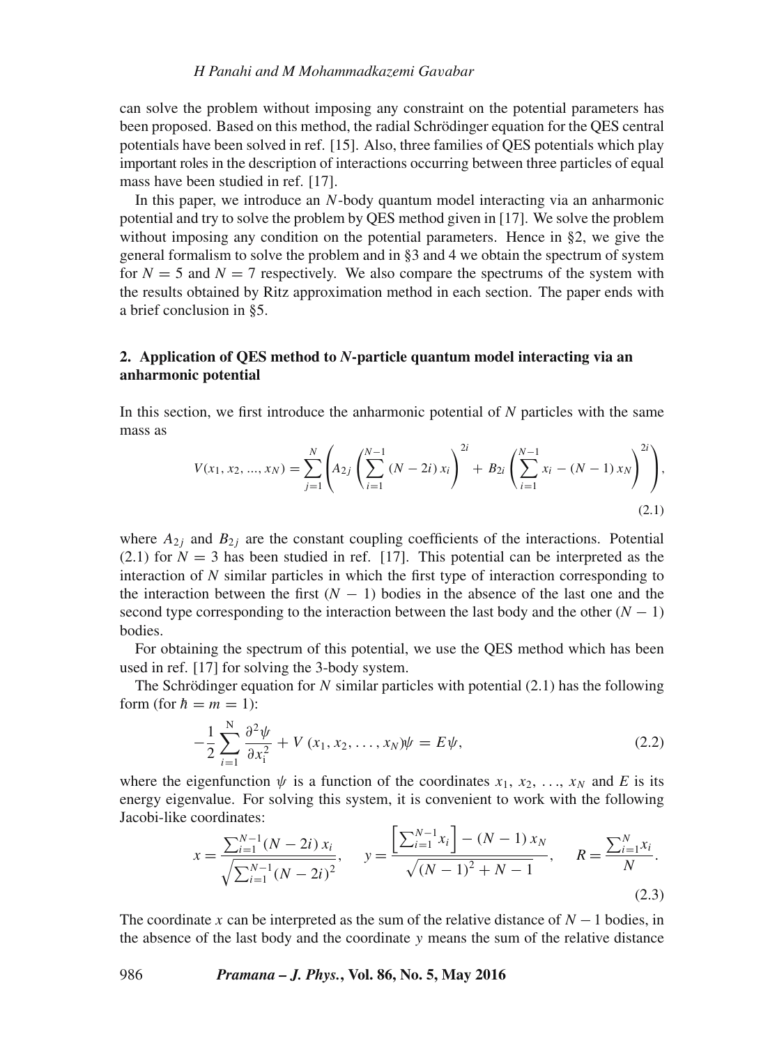can solve the problem without imposing any constraint on the potential parameters has been proposed. Based on this method, the radial Schrödinger equation for the QES central potentials have been solved in ref. [15]. Also, three families of QES potentials which play important roles in the description of interactions occurring between three particles of equal mass have been studied in ref. [17].

In this paper, we introduce an $N$-body quantum model interacting via an anharmonic potential and try to solve the problem by QES method given in [17]. We solve the problem without imposing any condition on the potential parameters. Hence in §2, we give the general formalism to solve the problem and in §3 and 4 we obtain the spectrum of system for $N = 5$ and $N = 7$ respectively. We also compare the spectrums of the system with the results obtained by Ritz approximation method in each section. The paper ends with a brief conclusion in §5.

## 2. Application of QES method to *N*-particle quantum model interacting via an anharmonic potential

In this section, we first introduce the anharmonic potential of $N$ particles with the same mass as

$$V(x_1, x_2, ..., x_N) = \sum_{j=1}^{N} \left( A_{2j} \left( \sum_{i=1}^{N-1} (N-2i)\, x_i \right)^{2i} + B_{2i} \left( \sum_{i=1}^{N-1} x_i - (N-1)\, x_N \right)^{2i} \right), \tag{2.1}$$

where $A_{2j}$ and $B_{2j}$ are the constant coupling coefficients of the interactions. Potential (2.1) for $N = 3$ has been studied in ref. [17]. This potential can be interpreted as the interaction of $N$ similar particles in which the first type of interaction corresponding to the interaction between the first $(N - 1)$ bodies in the absence of the last one and the second type corresponding to the interaction between the last body and the other $(N - 1)$ bodies.

For obtaining the spectrum of this potential, we use the QES method which has been used in ref. [17] for solving the 3-body system.

The Schrödinger equation for $N$ similar particles with potential (2.1) has the following form (for $\hbar = m = 1$):

$$-\frac{1}{2} \sum_{i=1}^{\mathrm{N}} \frac{\partial^2 \psi}{\partial x_{\mathrm{i}}^2} + V\,(x_1, x_2, \ldots, x_N)\psi = E\psi, \tag{2.2}$$

where the eigenfunction $\psi$ is a function of the coordinates $x_1, x_2, \ldots, x_N$ and $E$ is its energy eigenvalue. For solving this system, it is convenient to work with the following Jacobi-like coordinates:

$$x = \frac{\sum_{i=1}^{N-1} (N-2i)\, x_i}{\sqrt{\sum_{i=1}^{N-1} (N-2i)^2}}, \quad y = \frac{\left[\sum_{i=1}^{N-1} x_i\right] - (N-1)\, x_N}{\sqrt{(N-1)^2 + N - 1}}, \quad R = \frac{\sum_{i=1}^{N} x_i}{N}. \tag{2.3}$$

The coordinate $x$ can be interpreted as the sum of the relative distance of $N - 1$ bodies, in the absence of the last body and the coordinate $y$ means the sum of the relative distance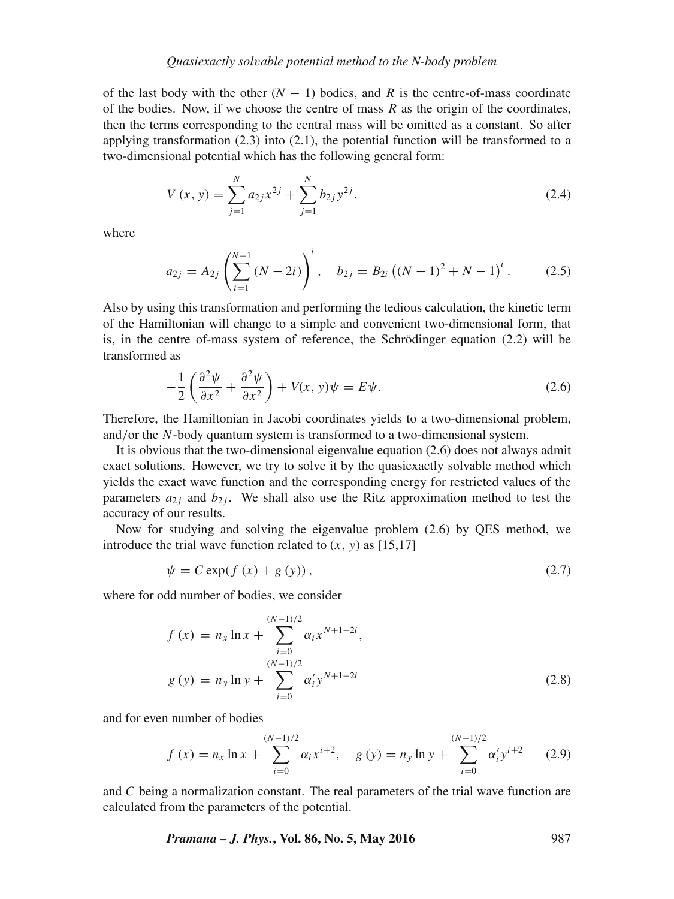of the last body with the other $(N-1)$ bodies, and $R$ is the centre-of-mass coordinate of the bodies. Now, if we choose the centre of mass $R$ as the origin of the coordinates, then the terms corresponding to the central mass will be omitted as a constant. So after applying transformation (2.3) into (2.1), the potential function will be transformed to a two-dimensional potential which has the following general form:

$$V(x,y) = \sum_{j=1}^{N} a_{2j} x^{2j} + \sum_{j=1}^{N} b_{2j} y^{2j}, \tag{2.4}$$

where

$$a_{2j} = A_{2j} \left( \sum_{i=1}^{N-1} (N-2i) \right)^{i}, \quad b_{2j} = B_{2i} \left( (N-1)^2 + N - 1 \right)^{i}. \tag{2.5}$$

Also by using this transformation and performing the tedious calculation, the kinetic term of the Hamiltonian will change to a simple and convenient two-dimensional form, that is, in the centre of-mass system of reference, the Schrödinger equation (2.2) will be transformed as

$$-\frac{1}{2}\left( \frac{\partial^2 \psi}{\partial x^2} + \frac{\partial^2 \psi}{\partial x^2} \right) + V(x,y)\psi = E\psi. \tag{2.6}$$

Therefore, the Hamiltonian in Jacobi coordinates yields to a two-dimensional problem, and/or the $N$-body quantum system is transformed to a two-dimensional system.

It is obvious that the two-dimensional eigenvalue equation (2.6) does not always admit exact solutions. However, we try to solve it by the quasiexactly solvable method which yields the exact wave function and the corresponding energy for restricted values of the parameters $a_{2j}$ and $b_{2j}$. We shall also use the Ritz approximation method to test the accuracy of our results.

Now for studying and solving the eigenvalue problem (2.6) by QES method, we introduce the trial wave function related to $(x, y)$ as [15,17]

$$\psi = C \exp(f(x) + g(y)), \tag{2.7}$$

where for odd number of bodies, we consider

$$\begin{aligned} f(x) &= n_x \ln x + \sum_{i=0}^{(N-1)/2} \alpha_i x^{N+1-2i}, \\ g(y) &= n_y \ln y + \sum_{i=0}^{(N-1)/2} \alpha_i' y^{N+1-2i} \end{aligned} \tag{2.8}$$

and for even number of bodies

$$f(x) = n_x \ln x + \sum_{i=0}^{(N-1)/2} \alpha_i x^{i+2}, \quad g(y) = n_y \ln y + \sum_{i=0}^{(N-1)/2} \alpha_i' y^{i+2} \tag{2.9}$$

and $C$ being a normalization constant. The real parameters of the trial wave function are calculated from the parameters of the potential.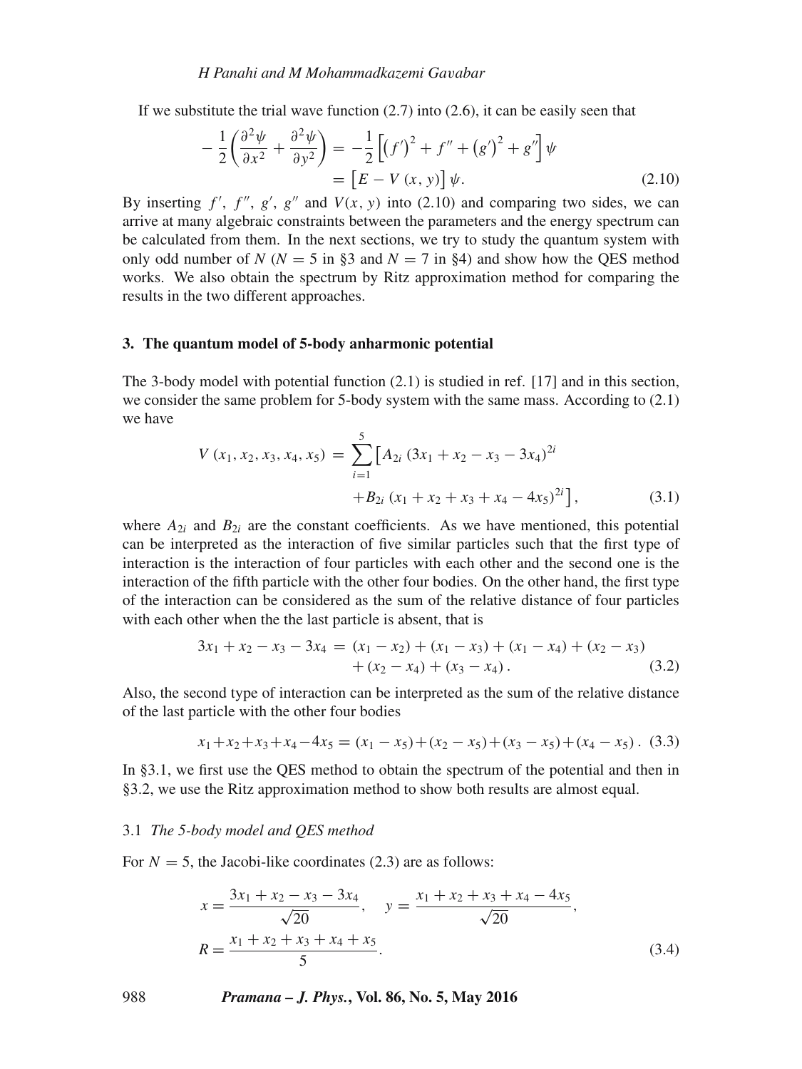If we substitute the trial wave function (2.7) into (2.6), it can be easily seen that

$$-\frac{1}{2}\left(\frac{\partial^2\psi}{\partial x^2}+\frac{\partial^2\psi}{\partial y^2}\right) = -\frac{1}{2}\left[\left(f'\right)^2+f''+\left(g'\right)^2+g''\right]\psi$$
$$= \left[E-V\left(x,y\right)\right]\psi. \tag{2.10}$$

By inserting $f'$, $f''$, $g'$, $g''$ and $V(x,y)$ into (2.10) and comparing two sides, we can arrive at many algebraic constraints between the parameters and the energy spectrum can be calculated from them. In the next sections, we try to study the quantum system with only odd number of $N$ ($N=5$ in §3 and $N=7$ in §4) and show how the QES method works. We also obtain the spectrum by Ritz approximation method for comparing the results in the two different approaches.

## 3. The quantum model of 5-body anharmonic potential

The 3-body model with potential function (2.1) is studied in ref. [17] and in this section, we consider the same problem for 5-body system with the same mass. According to (2.1) we have

$$V\left(x_1,x_2,x_3,x_4,x_5\right) = \sum_{i=1}^{5}\left[A_{2i}\left(3x_1+x_2-x_3-3x_4\right)^{2i}\right.$$
$$\left.+B_{2i}\left(x_1+x_2+x_3+x_4-4x_5\right)^{2i}\right], \tag{3.1}$$

where $A_{2i}$ and $B_{2i}$ are the constant coefficients. As we have mentioned, this potential can be interpreted as the interaction of five similar particles such that the first type of interaction is the interaction of four particles with each other and the second one is the interaction of the fifth particle with the other four bodies. On the other hand, the first type of the interaction can be considered as the sum of the relative distance of four particles with each other when the the last particle is absent, that is

$$3x_1+x_2-x_3-3x_4 = \left(x_1-x_2\right)+\left(x_1-x_3\right)+\left(x_1-x_4\right)+\left(x_2-x_3\right)$$
$$+\left(x_2-x_4\right)+\left(x_3-x_4\right). \tag{3.2}$$

Also, the second type of interaction can be interpreted as the sum of the relative distance of the last particle with the other four bodies

$$x_1+x_2+x_3+x_4-4x_5 = \left(x_1-x_5\right)+\left(x_2-x_5\right)+\left(x_3-x_5\right)+\left(x_4-x_5\right). \tag{3.3}$$

In §3.1, we first use the QES method to obtain the spectrum of the potential and then in §3.2, we use the Ritz approximation method to show both results are almost equal.

### 3.1 *The 5-body model and QES method*

For $N=5$, the Jacobi-like coordinates (2.3) are as follows:

$$x=\frac{3x_1+x_2-x_3-3x_4}{\sqrt{20}},\quad y=\frac{x_1+x_2+x_3+x_4-4x_5}{\sqrt{20}},$$
$$R=\frac{x_1+x_2+x_3+x_4+x_5}{5}. \tag{3.4}$$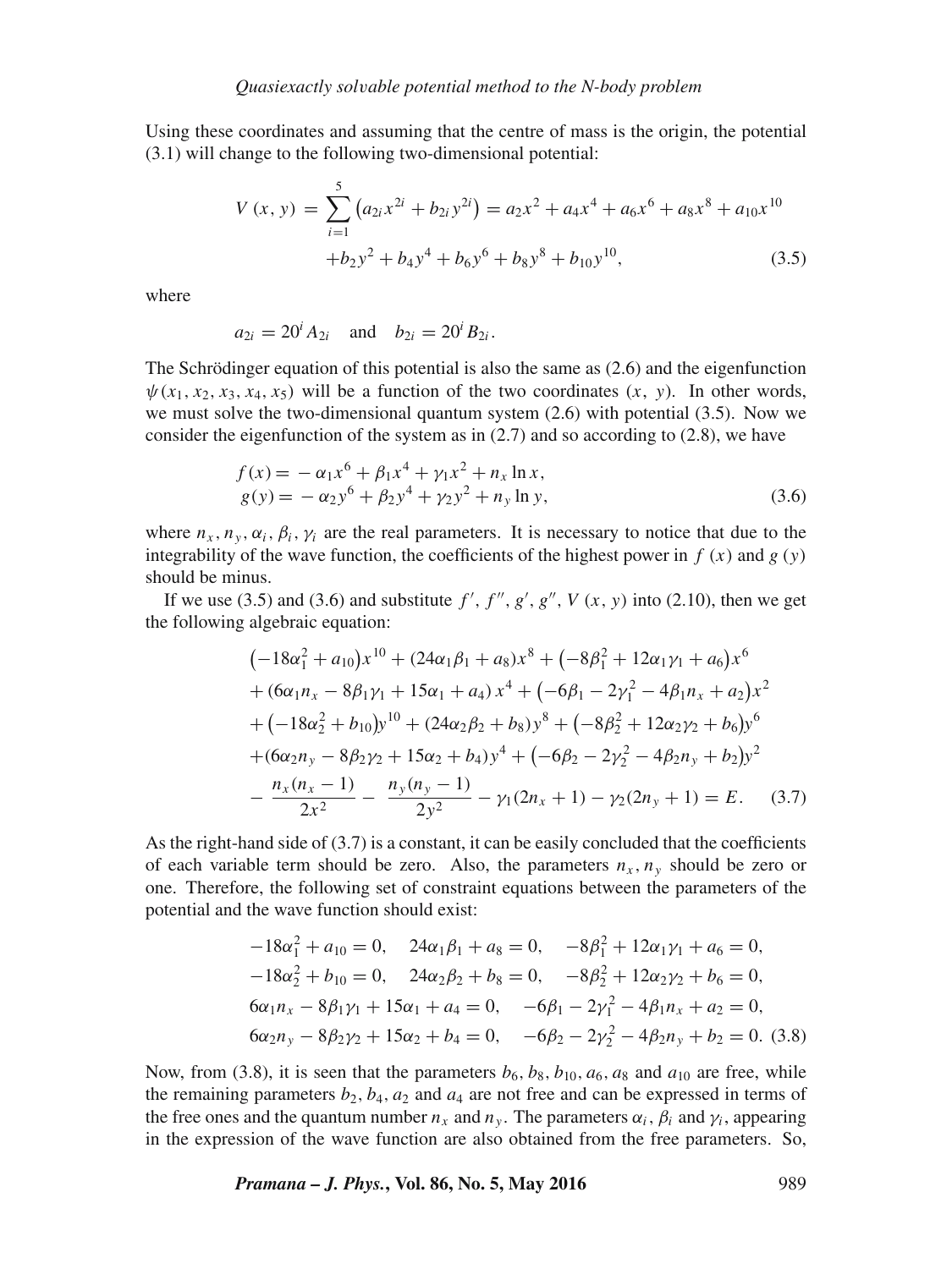Using these coordinates and assuming that the centre of mass is the origin, the potential (3.1) will change to the following two-dimensional potential:

$$
\begin{aligned}
V(x, y) = \sum_{i=1}^{5} \left(a_{2i} x^{2i} + b_{2i} y^{2i}\right) &= a_2 x^2 + a_4 x^4 + a_6 x^6 + a_8 x^8 + a_{10} x^{10} \\
&+ b_2 y^2 + b_4 y^4 + b_6 y^6 + b_8 y^8 + b_{10} y^{10},
\end{aligned} \tag{3.5}
$$

where

$$
a_{2i} = 20^i A_{2i} \quad \text{and} \quad b_{2i} = 20^i B_{2i}.
$$

The Schrödinger equation of this potential is also the same as (2.6) and the eigenfunction $\psi(x_1, x_2, x_3, x_4, x_5)$ will be a function of the two coordinates $(x, y)$. In other words, we must solve the two-dimensional quantum system (2.6) with potential (3.5). Now we consider the eigenfunction of the system as in (2.7) and so according to (2.8), we have

$$
\begin{aligned}
f(x) &= -\alpha_1 x^6 + \beta_1 x^4 + \gamma_1 x^2 + n_x \ln x, \\
g(y) &= -\alpha_2 y^6 + \beta_2 y^4 + \gamma_2 y^2 + n_y \ln y,
\end{aligned} \tag{3.6}
$$

where $n_x, n_y, \alpha_i, \beta_i, \gamma_i$ are the real parameters. It is necessary to notice that due to the integrability of the wave function, the coefficients of the highest power in $f(x)$ and $g(y)$ should be minus.

If we use (3.5) and (3.6) and substitute $f', f'', g', g'', V(x, y)$ into (2.10), then we get the following algebraic equation:

$$
\begin{aligned}
&\left(-18\alpha_1^2 + a_{10}\right)x^{10} + (24\alpha_1\beta_1 + a_8)x^8 + \left(-8\beta_1^2 + 12\alpha_1\gamma_1 + a_6\right)x^6 \\
&+ (6\alpha_1 n_x - 8\beta_1\gamma_1 + 15\alpha_1 + a_4)x^4 + \left(-6\beta_1 - 2\gamma_1^2 - 4\beta_1 n_x + a_2\right)x^2 \\
&+ \left(-18\alpha_2^2 + b_{10}\right)y^{10} + (24\alpha_2\beta_2 + b_8)y^8 + \left(-8\beta_2^2 + 12\alpha_2\gamma_2 + b_6\right)y^6 \\
&+ (6\alpha_2 n_y - 8\beta_2\gamma_2 + 15\alpha_2 + b_4)y^4 + \left(-6\beta_2 - 2\gamma_2^2 - 4\beta_2 n_y + b_2\right)y^2 \\
&- \frac{n_x(n_x - 1)}{2x^2} - \frac{n_y(n_y - 1)}{2y^2} - \gamma_1(2n_x + 1) - \gamma_2(2n_y + 1) = E.
\end{aligned} \tag{3.7}
$$

As the right-hand side of (3.7) is a constant, it can be easily concluded that the coefficients of each variable term should be zero. Also, the parameters $n_x, n_y$ should be zero or one. Therefore, the following set of constraint equations between the parameters of the potential and the wave function should exist:

$$
\begin{aligned}
&-18\alpha_1^2 + a_{10} = 0, \quad 24\alpha_1\beta_1 + a_8 = 0, \quad -8\beta_1^2 + 12\alpha_1\gamma_1 + a_6 = 0, \\
&-18\alpha_2^2 + b_{10} = 0, \quad 24\alpha_2\beta_2 + b_8 = 0, \quad -8\beta_2^2 + 12\alpha_2\gamma_2 + b_6 = 0, \\
&6\alpha_1 n_x - 8\beta_1\gamma_1 + 15\alpha_1 + a_4 = 0, \quad -6\beta_1 - 2\gamma_1^2 - 4\beta_1 n_x + a_2 = 0, \\
&6\alpha_2 n_y - 8\beta_2\gamma_2 + 15\alpha_2 + b_4 = 0, \quad -6\beta_2 - 2\gamma_2^2 - 4\beta_2 n_y + b_2 = 0.
\end{aligned} \tag{3.8}
$$

Now, from (3.8), it is seen that the parameters $b_6, b_8, b_{10}, a_6, a_8$ and $a_{10}$ are free, while the remaining parameters $b_2, b_4, a_2$ and $a_4$ are not free and can be expressed in terms of the free ones and the quantum number $n_x$ and $n_y$. The parameters $\alpha_i$, $\beta_i$ and $\gamma_i$, appearing in the expression of the wave function are also obtained from the free parameters. So,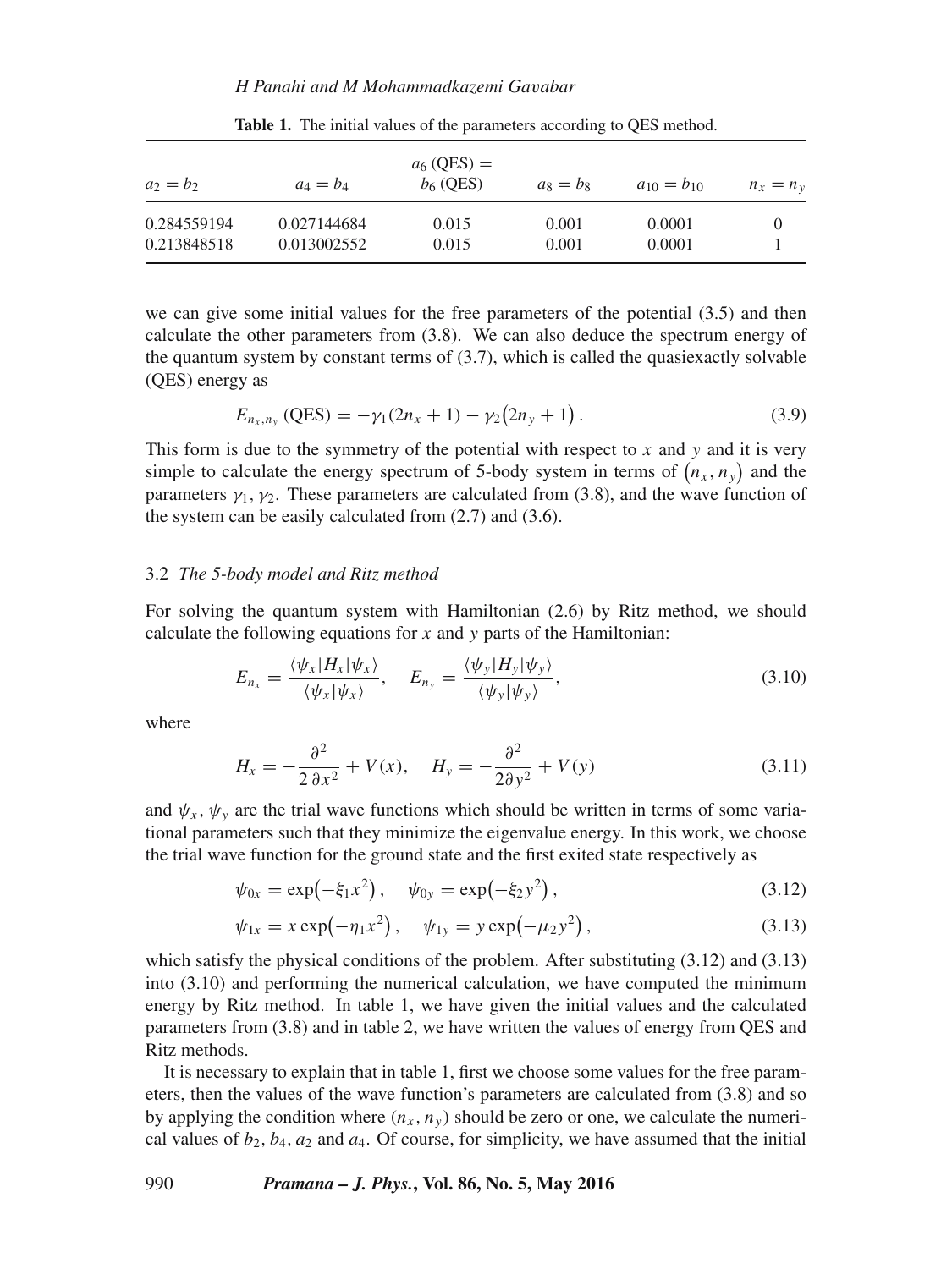**Table 1.** The initial values of the parameters according to QES method.

| $a_2 = b_2$ | $a_4 = b_4$ | $a_6$ (QES) = $b_6$ (QES) | $a_8 = b_8$ | $a_{10} = b_{10}$ | $n_x = n_y$ |
|---|---|---|---|---|---|
| 0.284559194 | 0.027144684 | 0.015 | 0.001 | 0.0001 | 0 |
| 0.213848518 | 0.013002552 | 0.015 | 0.001 | 0.0001 | 1 |

we can give some initial values for the free parameters of the potential (3.5) and then calculate the other parameters from (3.8). We can also deduce the spectrum energy of the quantum system by constant terms of (3.7), which is called the quasiexactly solvable (QES) energy as

$$E_{n_x,n_y}\,(\text{QES}) = -\gamma_1(2n_x + 1) - \gamma_2\left(2n_y + 1\right). \tag{3.9}$$

This form is due to the symmetry of the potential with respect to $x$ and $y$ and it is very simple to calculate the energy spectrum of 5-body system in terms of $\left(n_x, n_y\right)$ and the parameters $\gamma_1, \gamma_2$. These parameters are calculated from (3.8), and the wave function of the system can be easily calculated from (2.7) and (3.6).

### 3.2 *The 5-body model and Ritz method*

For solving the quantum system with Hamiltonian (2.6) by Ritz method, we should calculate the following equations for $x$ and $y$ parts of the Hamiltonian:

$$E_{n_x} = \frac{\langle\psi_x|H_x|\psi_x\rangle}{\langle\psi_x|\psi_x\rangle}, \quad E_{n_y} = \frac{\langle\psi_y|H_y|\psi_y\rangle}{\langle\psi_y|\psi_y\rangle}, \tag{3.10}$$

where

$$H_x = -\frac{\partial^2}{2\,\partial x^2} + V(x), \quad H_y = -\frac{\partial^2}{2\partial y^2} + V(y) \tag{3.11}$$

and $\psi_x$, $\psi_y$ are the trial wave functions which should be written in terms of some variational parameters such that they minimize the eigenvalue energy. In this work, we choose the trial wave function for the ground state and the first exited state respectively as

$$\psi_{0x} = \exp\left(-\xi_1 x^2\right), \quad \psi_{0y} = \exp\left(-\xi_2 y^2\right), \tag{3.12}$$

$$\psi_{1x} = x\exp\left(-\eta_1 x^2\right), \quad \psi_{1y} = y\exp\left(-\mu_2 y^2\right), \tag{3.13}$$

which satisfy the physical conditions of the problem. After substituting (3.12) and (3.13) into (3.10) and performing the numerical calculation, we have computed the minimum energy by Ritz method. In table 1, we have given the initial values and the calculated parameters from (3.8) and in table 2, we have written the values of energy from QES and Ritz methods.

It is necessary to explain that in table 1, first we choose some values for the free parameters, then the values of the wave function's parameters are calculated from (3.8) and so by applying the condition where $(n_x, n_y)$ should be zero or one, we calculate the numerical values of $b_2$, $b_4$, $a_2$ and $a_4$. Of course, for simplicity, we have assumed that the initial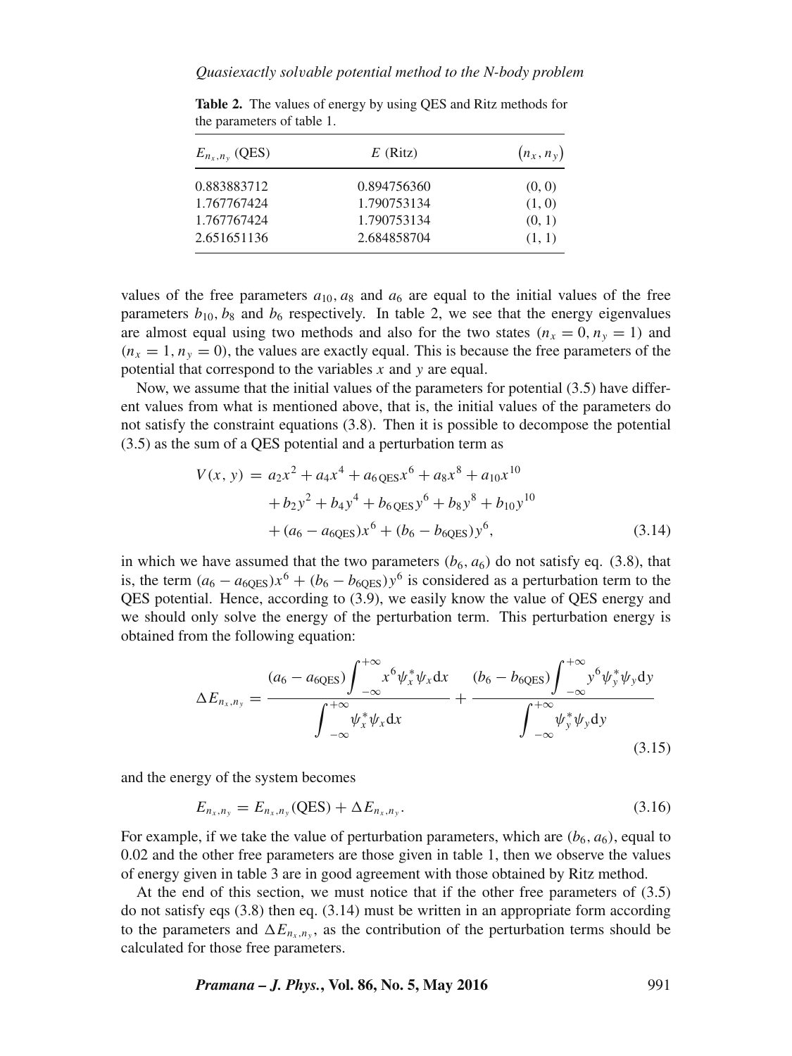**Table 2.** The values of energy by using QES and Ritz methods for the parameters of table 1.

| $E_{n_x,n_y}$ (QES) | $E$ (Ritz) | $(n_x, n_y)$ |
|---|---|---|
| 0.883883712 | 0.894756360 | (0, 0) |
| 1.767767424 | 1.790753134 | (1, 0) |
| 1.767767424 | 1.790753134 | (0, 1) |
| 2.651651136 | 2.684858704 | (1, 1) |

values of the free parameters $a_{10}, a_8$ and $a_6$ are equal to the initial values of the free parameters $b_{10}, b_8$ and $b_6$ respectively. In table 2, we see that the energy eigenvalues are almost equal using two methods and also for the two states ($n_x = 0, n_y = 1$) and ($n_x = 1, n_y = 0$), the values are exactly equal. This is because the free parameters of the potential that correspond to the variables $x$ and $y$ are equal.

Now, we assume that the initial values of the parameters for potential (3.5) have different values from what is mentioned above, that is, the initial values of the parameters do not satisfy the constraint equations (3.8). Then it is possible to decompose the potential (3.5) as the sum of a QES potential and a perturbation term as

$$
\begin{aligned}
V(x, y) = {} & a_2 x^2 + a_4 x^4 + a_{6\,\mathrm{QES}} x^6 + a_8 x^8 + a_{10} x^{10} \\
& + b_2 y^2 + b_4 y^4 + b_{6\,\mathrm{QES}} y^6 + b_8 y^8 + b_{10} y^{10} \\
& + (a_6 - a_{6\mathrm{QES}}) x^6 + (b_6 - b_{6\mathrm{QES}}) y^6,
\end{aligned}
\tag{3.14}
$$

in which we have assumed that the two parameters ($b_6, a_6$) do not satisfy eq. (3.8), that is, the term $(a_6 - a_{6\mathrm{QES}})x^6 + (b_6 - b_{6\mathrm{QES}})y^6$ is considered as a perturbation term to the QES potential. Hence, according to (3.9), we easily know the value of QES energy and we should only solve the energy of the perturbation term. This perturbation energy is obtained from the following equation:

$$
\Delta E_{n_x,n_y} = \frac{(a_6 - a_{6\mathrm{QES}}) \int_{-\infty}^{+\infty} x^6 \psi_x^* \psi_x \, \mathrm{d}x}{\int_{-\infty}^{+\infty} \psi_x^* \psi_x \, \mathrm{d}x} + \frac{(b_6 - b_{6\mathrm{QES}}) \int_{-\infty}^{+\infty} y^6 \psi_y^* \psi_y \, \mathrm{d}y}{\int_{-\infty}^{+\infty} \psi_y^* \psi_y \, \mathrm{d}y}
\tag{3.15}
$$

and the energy of the system becomes

$$
E_{n_x,n_y} = E_{n_x,n_y}(\mathrm{QES}) + \Delta E_{n_x,n_y}.
\tag{3.16}
$$

For example, if we take the value of perturbation parameters, which are ($b_6, a_6$), equal to 0.02 and the other free parameters are those given in table 1, then we observe the values of energy given in table 3 are in good agreement with those obtained by Ritz method.

At the end of this section, we must notice that if the other free parameters of (3.5) do not satisfy eqs (3.8) then eq. (3.14) must be written in an appropriate form according to the parameters and $\Delta E_{n_x,n_y}$, as the contribution of the perturbation terms should be calculated for those free parameters.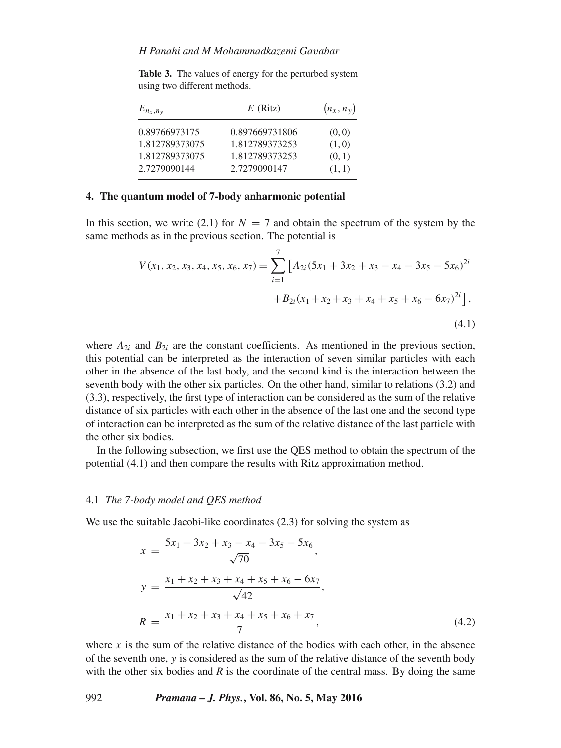**Table 3.** The values of energy for the perturbed system using two different methods.

| $E_{n_x,n_y}$ | $E$ (Ritz) | $(n_x, n_y)$ |
|---|---|---|
| 0.89766973175 | 0.897669731806 | (0, 0) |
| 1.812789373075 | 1.812789373253 | (1, 0) |
| 1.812789373075 | 1.812789373253 | (0, 1) |
| 2.7279090144 | 2.7279090147 | (1, 1) |

## 4. The quantum model of 7-body anharmonic potential

In this section, we write (2.1) for $N = 7$ and obtain the spectrum of the system by the same methods as in the previous section. The potential is

$$V(x_1, x_2, x_3, x_4, x_5, x_6, x_7) = \sum_{i=1}^{7} \left[ A_{2i}(5x_1 + 3x_2 + x_3 - x_4 - 3x_5 - 5x_6)^{2i} + B_{2i}(x_1 + x_2 + x_3 + x_4 + x_5 + x_6 - 6x_7)^{2i} \right], \tag{4.1}$$

where $A_{2i}$ and $B_{2i}$ are the constant coefficients. As mentioned in the previous section, this potential can be interpreted as the interaction of seven similar particles with each other in the absence of the last body, and the second kind is the interaction between the seventh body with the other six particles. On the other hand, similar to relations (3.2) and (3.3), respectively, the first type of interaction can be considered as the sum of the relative distance of six particles with each other in the absence of the last one and the second type of interaction can be interpreted as the sum of the relative distance of the last particle with the other six bodies.

In the following subsection, we first use the QES method to obtain the spectrum of the potential (4.1) and then compare the results with Ritz approximation method.

### 4.1 *The 7-body model and QES method*

We use the suitable Jacobi-like coordinates (2.3) for solving the system as

$$\begin{aligned} x &= \frac{5x_1 + 3x_2 + x_3 - x_4 - 3x_5 - 5x_6}{\sqrt{70}}, \\ y &= \frac{x_1 + x_2 + x_3 + x_4 + x_5 + x_6 - 6x_7}{\sqrt{42}}, \\ R &= \frac{x_1 + x_2 + x_3 + x_4 + x_5 + x_6 + x_7}{7}, \end{aligned} \tag{4.2}$$

where $x$ is the sum of the relative distance of the bodies with each other, in the absence of the seventh one, $y$ is considered as the sum of the relative distance of the seventh body with the other six bodies and $R$ is the coordinate of the central mass. By doing the same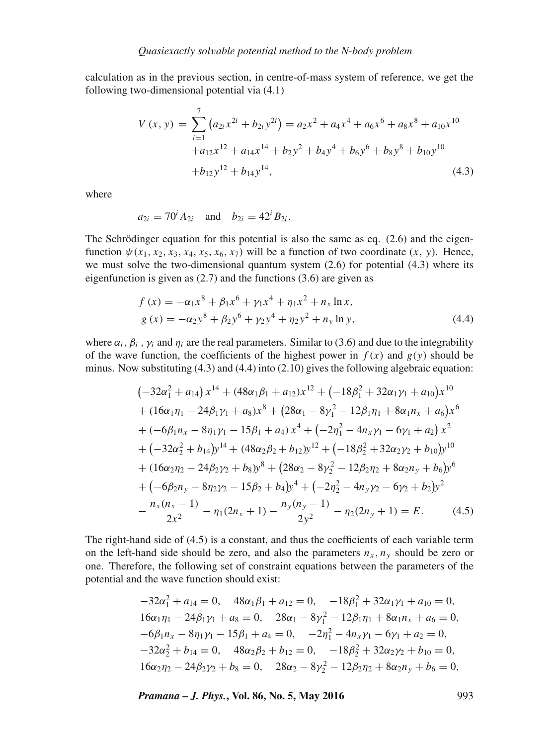calculation as in the previous section, in centre-of-mass system of reference, we get the following two-dimensional potential via (4.1)

$$
\begin{aligned}
V(x, y) = \sum_{i=1}^{7} \left(a_{2i} x^{2i} + b_{2i} y^{2i}\right) &= a_2 x^2 + a_4 x^4 + a_6 x^6 + a_8 x^8 + a_{10} x^{10} \\
&+ a_{12} x^{12} + a_{14} x^{14} + b_2 y^2 + b_4 y^4 + b_6 y^6 + b_8 y^8 + b_{10} y^{10} \\
&+ b_{12} y^{12} + b_{14} y^{14},
\end{aligned} \tag{4.3}
$$

where

$$
a_{2i} = 70^i A_{2i} \quad \text{and} \quad b_{2i} = 42^i B_{2i}.
$$

The Schrödinger equation for this potential is also the same as eq. (2.6) and the eigenfunction $\psi(x_1, x_2, x_3, x_4, x_5, x_6, x_7)$ will be a function of two coordinate $(x, y)$. Hence, we must solve the two-dimensional quantum system (2.6) for potential (4.3) where its eigenfunction is given as (2.7) and the functions (3.6) are given as

$$
\begin{aligned}
f(x) &= -\alpha_1 x^8 + \beta_1 x^6 + \gamma_1 x^4 + \eta_1 x^2 + n_x \ln x, \\
g(x) &= -\alpha_2 y^8 + \beta_2 y^6 + \gamma_2 y^4 + \eta_2 y^2 + n_y \ln y,
\end{aligned} \tag{4.4}
$$

where $\alpha_i$, $\beta_i$, $\gamma_i$ and $\eta_i$ are the real parameters. Similar to (3.6) and due to the integrability of the wave function, the coefficients of the highest power in $f(x)$ and $g(y)$ should be minus. Now substituting (4.3) and (4.4) into (2.10) gives the following algebraic equation:

$$
\begin{aligned}
&\left(-32\alpha_1^2 + a_{14}\right) x^{14} + (48\alpha_1\beta_1 + a_{12}) x^{12} + \left(-18\beta_1^2 + 32\alpha_1\gamma_1 + a_{10}\right) x^{10} \\
&+ (16\alpha_1\eta_1 - 24\beta_1\gamma_1 + a_8) x^8 + \left(28\alpha_1 - 8\gamma_1^2 - 12\beta_1\eta_1 + 8\alpha_1 n_x + a_6\right) x^6 \\
&+ (-6\beta_1 n_x - 8\eta_1\gamma_1 - 15\beta_1 + a_4) x^4 + \left(-2\eta_1^2 - 4n_x\gamma_1 - 6\gamma_1 + a_2\right) x^2 \\
&+ \left(-32\alpha_2^2 + b_{14}\right) y^{14} + (48\alpha_2\beta_2 + b_{12}) y^{12} + \left(-18\beta_2^2 + 32\alpha_2\gamma_2 + b_{10}\right) y^{10} \\
&+ (16\alpha_2\eta_2 - 24\beta_2\gamma_2 + b_8) y^8 + \left(28\alpha_2 - 8\gamma_2^2 - 12\beta_2\eta_2 + 8\alpha_2 n_y + b_6\right) y^6 \\
&+ \left(-6\beta_2 n_y - 8\eta_2\gamma_2 - 15\beta_2 + b_4\right) y^4 + \left(-2\eta_2^2 - 4n_y\gamma_2 - 6\gamma_2 + b_2\right) y^2 \\
&- \frac{n_x(n_x - 1)}{2x^2} - \eta_1(2n_x + 1) - \frac{n_y(n_y - 1)}{2y^2} - \eta_2(2n_y + 1) = E.
\end{aligned} \tag{4.5}
$$

The right-hand side of (4.5) is a constant, and thus the coefficients of each variable term on the left-hand side should be zero, and also the parameters $n_x, n_y$ should be zero or one. Therefore, the following set of constraint equations between the parameters of the potential and the wave function should exist:

$$
\begin{aligned}
&-32\alpha_1^2 + a_{14} = 0, \quad 48\alpha_1\beta_1 + a_{12} = 0, \quad -18\beta_1^2 + 32\alpha_1\gamma_1 + a_{10} = 0, \\
&16\alpha_1\eta_1 - 24\beta_1\gamma_1 + a_8 = 0, \quad 28\alpha_1 - 8\gamma_1^2 - 12\beta_1\eta_1 + 8\alpha_1 n_x + a_6 = 0, \\
&-6\beta_1 n_x - 8\eta_1\gamma_1 - 15\beta_1 + a_4 = 0, \quad -2\eta_1^2 - 4n_x\gamma_1 - 6\gamma_1 + a_2 = 0, \\
&-32\alpha_2^2 + b_{14} = 0, \quad 48\alpha_2\beta_2 + b_{12} = 0, \quad -18\beta_2^2 + 32\alpha_2\gamma_2 + b_{10} = 0, \\
&16\alpha_2\eta_2 - 24\beta_2\gamma_2 + b_8 = 0, \quad 28\alpha_2 - 8\gamma_2^2 - 12\beta_2\eta_2 + 8\alpha_2 n_y + b_6 = 0,
\end{aligned}
$$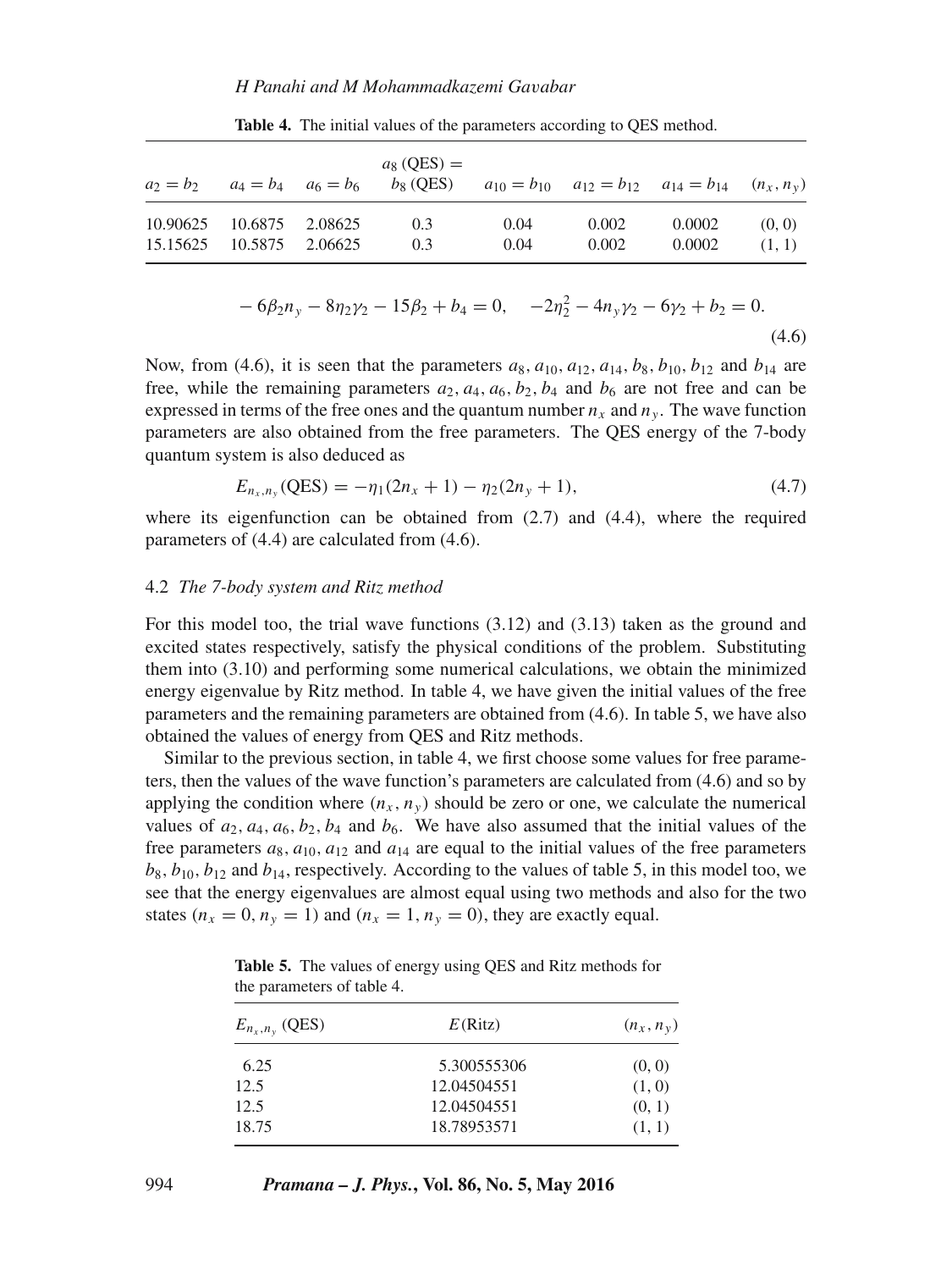**Table 4.** The initial values of the parameters according to QES method.

| $a_2 = b_2$ | $a_4 = b_4$ | $a_6 = b_6$ | $a_8$ (QES) = $b_8$ (QES) | $a_{10} = b_{10}$ | $a_{12} = b_{12}$ | $a_{14} = b_{14}$ | $(n_x, n_y)$ |
|---|---|---|---|---|---|---|---|
| 10.90625 | 10.6875 | 2.08625 | 0.3 | 0.04 | 0.002 | 0.0002 | (0, 0) |
| 15.15625 | 10.5875 | 2.06625 | 0.3 | 0.04 | 0.002 | 0.0002 | (1, 1) |

$$-6\beta_2 n_y - 8\eta_2\gamma_2 - 15\beta_2 + b_4 = 0, \quad -2\eta_2^2 - 4n_y\gamma_2 - 6\gamma_2 + b_2 = 0. \tag{4.6}$$

Now, from (4.6), it is seen that the parameters $a_8, a_{10}, a_{12}, a_{14}, b_8, b_{10}, b_{12}$ and $b_{14}$ are free, while the remaining parameters $a_2, a_4, a_6, b_2, b_4$ and $b_6$ are not free and can be expressed in terms of the free ones and the quantum number $n_x$ and $n_y$. The wave function parameters are also obtained from the free parameters. The QES energy of the 7-body quantum system is also deduced as

$$E_{n_x,n_y}(\text{QES}) = -\eta_1(2n_x + 1) - \eta_2(2n_y + 1), \tag{4.7}$$

where its eigenfunction can be obtained from (2.7) and (4.4), where the required parameters of (4.4) are calculated from (4.6).

### 4.2 *The 7-body system and Ritz method*

For this model too, the trial wave functions (3.12) and (3.13) taken as the ground and excited states respectively, satisfy the physical conditions of the problem. Substituting them into (3.10) and performing some numerical calculations, we obtain the minimized energy eigenvalue by Ritz method. In table 4, we have given the initial values of the free parameters and the remaining parameters are obtained from (4.6). In table 5, we have also obtained the values of energy from QES and Ritz methods.

Similar to the previous section, in table 4, we first choose some values for free parameters, then the values of the wave function's parameters are calculated from (4.6) and so by applying the condition where $(n_x, n_y)$ should be zero or one, we calculate the numerical values of $a_2, a_4, a_6, b_2, b_4$ and $b_6$. We have also assumed that the initial values of the free parameters $a_8, a_{10}, a_{12}$ and $a_{14}$ are equal to the initial values of the free parameters $b_8, b_{10}, b_{12}$ and $b_{14}$, respectively. According to the values of table 5, in this model too, we see that the energy eigenvalues are almost equal using two methods and also for the two states $(n_x = 0, n_y = 1)$ and $(n_x = 1, n_y = 0)$, they are exactly equal.

**Table 5.** The values of energy using QES and Ritz methods for the parameters of table 4.

| $E_{n_x,n_y}$ (QES) | $E$(Ritz) | $(n_x, n_y)$ |
|---|---|---|
| 6.25 | 5.300555306 | (0, 0) |
| 12.5 | 12.04504551 | (1, 0) |
| 12.5 | 12.04504551 | (0, 1) |
| 18.75 | 18.78953571 | (1, 1) |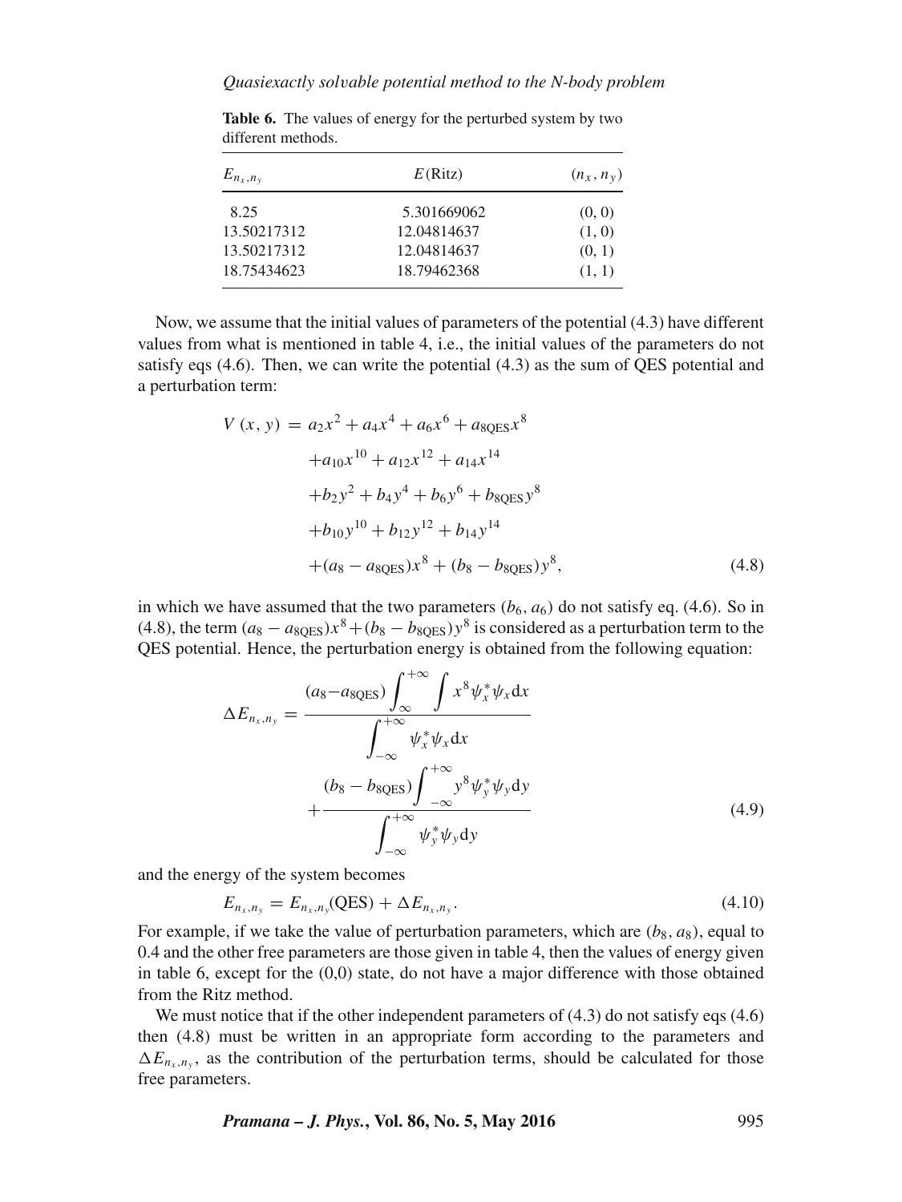**Table 6.** The values of energy for the perturbed system by two different methods.

| $E_{n_x,n_y}$ | $E$(Ritz) | $(n_x, n_y)$ |
|---|---|---|
| 8.25 | 5.301669062 | (0, 0) |
| 13.50217312 | 12.04814637 | (1, 0) |
| 13.50217312 | 12.04814637 | (0, 1) |
| 18.75434623 | 18.79462368 | (1, 1) |

Now, we assume that the initial values of parameters of the potential (4.3) have different values from what is mentioned in table 4, i.e., the initial values of the parameters do not satisfy eqs (4.6). Then, we can write the potential (4.3) as the sum of QES potential and a perturbation term:

$$
\begin{aligned}
V(x, y) = {} & a_2x^2 + a_4x^4 + a_6x^6 + a_{8\mathrm{QES}}x^8 \\
& + a_{10}x^{10} + a_{12}x^{12} + a_{14}x^{14} \\
& + b_2y^2 + b_4y^4 + b_6y^6 + b_{8\mathrm{QES}}y^8 \\
& + b_{10}y^{10} + b_{12}y^{12} + b_{14}y^{14} \\
& + (a_8 - a_{8\mathrm{QES}})x^8 + (b_8 - b_{8\mathrm{QES}})y^8,
\end{aligned} \tag{4.8}
$$

in which we have assumed that the two parameters $(b_6, a_6)$ do not satisfy eq. (4.6). So in (4.8), the term $(a_8 - a_{8\mathrm{QES}})x^8 + (b_8 - b_{8\mathrm{QES}})y^8$ is considered as a perturbation term to the QES potential. Hence, the perturbation energy is obtained from the following equation:

$$
\Delta E_{n_x,n_y} = \frac{(a_8 - a_{8\mathrm{QES}}) \int_{\infty}^{+\infty} \int x^8 \psi_x^* \psi_x \mathrm{d}x}{\int_{-\infty}^{+\infty} \psi_x^* \psi_x \mathrm{d}x} + \frac{(b_8 - b_{8\mathrm{QES}}) \int_{-\infty}^{+\infty} y^8 \psi_y^* \psi_y \mathrm{d}y}{\int_{-\infty}^{+\infty} \psi_y^* \psi_y \mathrm{d}y} \tag{4.9}
$$

and the energy of the system becomes

$$
E_{n_x,n_y} = E_{n_x,n_y}(\mathrm{QES}) + \Delta E_{n_x,n_y}. \tag{4.10}
$$

For example, if we take the value of perturbation parameters, which are $(b_8, a_8)$, equal to 0.4 and the other free parameters are those given in table 4, then the values of energy given in table 6, except for the (0,0) state, do not have a major difference with those obtained from the Ritz method.

We must notice that if the other independent parameters of (4.3) do not satisfy eqs (4.6) then (4.8) must be written in an appropriate form according to the parameters and $\Delta E_{n_x,n_y}$, as the contribution of the perturbation terms, should be calculated for those free parameters.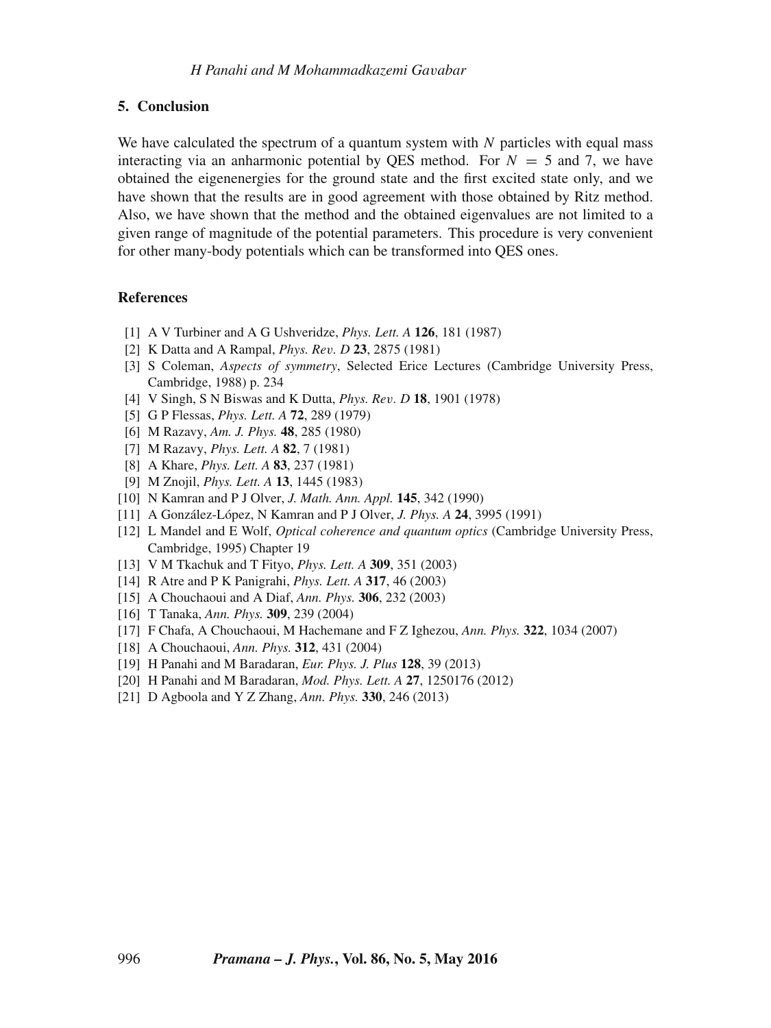## 5. Conclusion

We have calculated the spectrum of a quantum system with $N$ particles with equal mass interacting via an anharmonic potential by QES method. For $N = 5$ and 7, we have obtained the eigenenergies for the ground state and the first excited state only, and we have shown that the results are in good agreement with those obtained by Ritz method. Also, we have shown that the method and the obtained eigenvalues are not limited to a given range of magnitude of the potential parameters. This procedure is very convenient for other many-body potentials which can be transformed into QES ones.

## References

[1] A V Turbiner and A G Ushveridze, *Phys. Lett. A* **126**, 181 (1987)
[2] K Datta and A Rampal, *Phys. Rev. D* **23**, 2875 (1981)
[3] S Coleman, *Aspects of symmetry*, Selected Erice Lectures (Cambridge University Press, Cambridge, 1988) p. 234
[4] V Singh, S N Biswas and K Dutta, *Phys. Rev. D* **18**, 1901 (1978)
[5] G P Flessas, *Phys. Lett. A* **72**, 289 (1979)
[6] M Razavy, *Am. J. Phys.* **48**, 285 (1980)
[7] M Razavy, *Phys. Lett. A* **82**, 7 (1981)
[8] A Khare, *Phys. Lett. A* **83**, 237 (1981)
[9] M Znojil, *Phys. Lett. A* **13**, 1445 (1983)
[10] N Kamran and P J Olver, *J. Math. Ann. Appl.* **145**, 342 (1990)
[11] A González-López, N Kamran and P J Olver, *J. Phys. A* **24**, 3995 (1991)
[12] L Mandel and E Wolf, *Optical coherence and quantum optics* (Cambridge University Press, Cambridge, 1995) Chapter 19
[13] V M Tkachuk and T Fityo, *Phys. Lett. A* **309**, 351 (2003)
[14] R Atre and P K Panigrahi, *Phys. Lett. A* **317**, 46 (2003)
[15] A Chouchaoui and A Diaf, *Ann. Phys.* **306**, 232 (2003)
[16] T Tanaka, *Ann. Phys.* **309**, 239 (2004)
[17] F Chafa, A Chouchaoui, M Hachemane and F Z Ighezou, *Ann. Phys.* **322**, 1034 (2007)
[18] A Chouchaoui, *Ann. Phys.* **312**, 431 (2004)
[19] H Panahi and M Baradaran, *Eur. Phys. J. Plus* **128**, 39 (2013)
[20] H Panahi and M Baradaran, *Mod. Phys. Lett. A* **27**, 1250176 (2012)
[21] D Agboola and Y Z Zhang, *Ann. Phys.* **330**, 246 (2013)